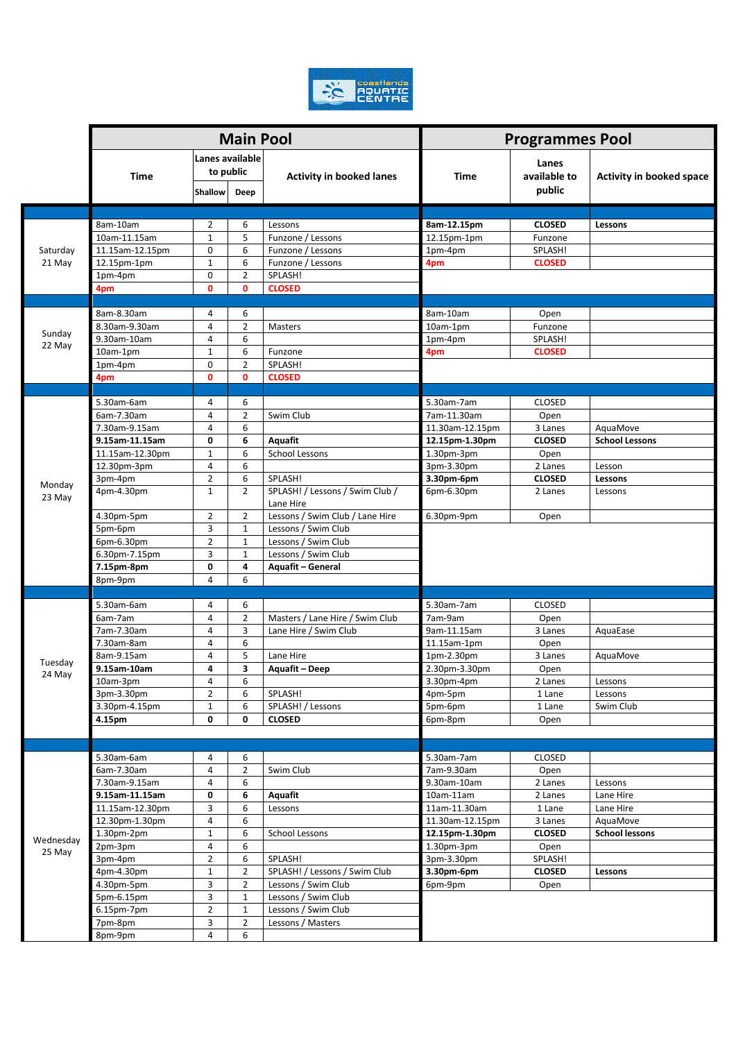| | Main Pool | | | | Programmes Pool | | |
|---|---|---|---|---|---|---|---|
| | Time | Lanes available to public | | Activity in booked lanes | Time | Lanes available to public | Activity in booked space |
| | | Shallow | Deep | | | | |
| Saturday 21 May | 8am-10am | 2 | 6 | Lessons | **8am-12.15pm** | **CLOSED** | **Lessons** |
| | 10am-11.15am | 1 | 5 | Funzone / Lessons | 12.15pm-1pm | Funzone | |
| | 11.15am-12.15pm | 0 | 6 | Funzone / Lessons | 1pm-4pm | SPLASH! | |
| | 12.15pm-1pm | 1 | 6 | Funzone / Lessons | **4pm** | **CLOSED** | |
| | 1pm-4pm | 0 | 2 | SPLASH! | | | |
| | **4pm** | **0** | **0** | **CLOSED** | | | |
| Sunday 22 May | 8am-8.30am | 4 | 6 | | 8am-10am | Open | |
| | 8.30am-9.30am | 4 | 2 | Masters | 10am-1pm | Funzone | |
| | 9.30am-10am | 4 | 6 | | 1pm-4pm | SPLASH! | |
| | 10am-1pm | 1 | 6 | Funzone | **4pm** | **CLOSED** | |
| | 1pm-4pm | 0 | 2 | SPLASH! | | | |
| | **4pm** | **0** | **0** | **CLOSED** | | | |
| Monday 23 May | 5.30am-6am | 4 | 6 | | 5.30am-7am | CLOSED | |
| | 6am-7.30am | 4 | 2 | Swim Club | 7am-11.30am | Open | |
| | 7.30am-9.15am | 4 | 6 | | 11.30am-12.15pm | 3 Lanes | AquaMove |
| | **9.15am-11.15am** | **0** | **6** | **Aquafit** | **12.15pm-1.30pm** | **CLOSED** | **School Lessons** |
| | 11.15am-12.30pm | 1 | 6 | School Lessons | 1.30pm-3pm | Open | |
| | 12.30pm-3pm | 4 | 6 | | 3pm-3.30pm | 2 Lanes | Lesson |
| | 3pm-4pm | 2 | 6 | SPLASH! | **3.30pm-6pm** | **CLOSED** | **Lessons** |
| | 4pm-4.30pm | 1 | 2 | SPLASH! / Lessons / Swim Club / Lane Hire | 6pm-6.30pm | 2 Lanes | Lessons |
| | 4.30pm-5pm | 2 | 2 | Lessons / Swim Club / Lane Hire | 6.30pm-9pm | Open | |
| | 5pm-6pm | 3 | 1 | Lessons / Swim Club | | | |
| | 6pm-6.30pm | 2 | 1 | Lessons / Swim Club | | | |
| | 6.30pm-7.15pm | 3 | 1 | Lessons / Swim Club | | | |
| | **7.15pm-8pm** | **0** | **4** | **Aquafit – General** | | | |
| | 8pm-9pm | 4 | 6 | | | | |
| Tuesday 24 May | 5.30am-6am | 4 | 6 | | 5.30am-7am | CLOSED | |
| | 6am-7am | 4 | 2 | Masters / Lane Hire / Swim Club | 7am-9am | Open | |
| | 7am-7.30am | 4 | 3 | Lane Hire / Swim Club | 9am-11.15am | 3 Lanes | AquaEase |
| | 7.30am-8am | 4 | 6 | | 11.15am-1pm | Open | |
| | 8am-9.15am | 4 | 5 | Lane Hire | 1pm-2.30pm | 3 Lanes | AquaMove |
| | **9.15am-10am** | **4** | **3** | **Aquafit – Deep** | 2.30pm-3.30pm | Open | |
| | 10am-3pm | 4 | 6 | | 3.30pm-4pm | 2 Lanes | Lessons |
| | 3pm-3.30pm | 2 | 6 | SPLASH! | 4pm-5pm | 1 Lane | Lessons |
| | 3.30pm-4.15pm | 1 | 6 | SPLASH! / Lessons | 5pm-6pm | 1 Lane | Swim Club |
| | **4.15pm** | **0** | **0** | **CLOSED** | 6pm-8pm | Open | |
| Wednesday 25 May | 5.30am-6am | 4 | 6 | | 5.30am-7am | CLOSED | |
| | 6am-7.30am | 4 | 2 | Swim Club | 7am-9.30am | Open | |
| | 7.30am-9.15am | 4 | 6 | | 9.30am-10am | 2 Lanes | Lessons |
| | **9.15am-11.15am** | **0** | **6** | **Aquafit** | 10am-11am | 2 Lanes | Lane Hire |
| | 11.15am-12.30pm | 3 | 6 | Lessons | 11am-11.30am | 1 Lane | Lane Hire |
| | 12.30pm-1.30pm | 4 | 6 | | 11.30am-12.15pm | 3 Lanes | AquaMove |
| | 1.30pm-2pm | 1 | 6 | School Lessons | **12.15pm-1.30pm** | **CLOSED** | **School lessons** |
| | 2pm-3pm | 4 | 6 | | 1.30pm-3pm | Open | |
| | 3pm-4pm | 2 | 6 | SPLASH! | 3pm-3.30pm | SPLASH! | |
| | 4pm-4.30pm | 1 | 2 | SPLASH! / Lessons / Swim Club | **3.30pm-6pm** | **CLOSED** | **Lessons** |
| | 4.30pm-5pm | 3 | 2 | Lessons / Swim Club | 6pm-9pm | Open | |
| | 5pm-6.15pm | 3 | 1 | Lessons / Swim Club | | | |
| | 6.15pm-7pm | 2 | 1 | Lessons / Swim Club | | | |
| | 7pm-8pm | 3 | 2 | Lessons / Masters | | | |
| | 8pm-9pm | 4 | 6 | | | | |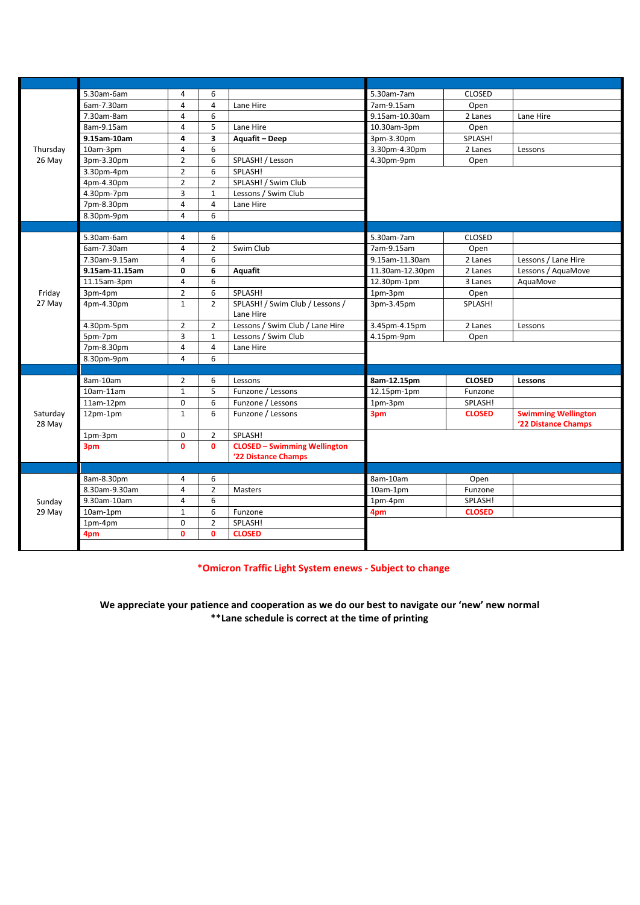| | | | | | | | |
|---|---|---|---|---|---|---|---|
| Thursday 26 May | 5.30am-6am | 4 | 6 | | 5.30am-7am | CLOSED | |
| | 6am-7.30am | 4 | 4 | Lane Hire | 7am-9.15am | Open | |
| | 7.30am-8am | 4 | 6 | | 9.15am-10.30am | 2 Lanes | Lane Hire |
| | 8am-9.15am | 4 | 5 | Lane Hire | 10.30am-3pm | Open | |
| | **9.15am-10am** | **4** | **3** | **Aquafit – Deep** | 3pm-3.30pm | SPLASH! | |
| | 10am-3pm | 4 | 6 | | 3.30pm-4.30pm | 2 Lanes | Lessons |
| | 3pm-3.30pm | 2 | 6 | SPLASH! / Lesson | 4.30pm-9pm | Open | |
| | 3.30pm-4pm | 2 | 6 | SPLASH! | | | |
| | 4pm-4.30pm | 2 | 2 | SPLASH! / Swim Club | | | |
| | 4.30pm-7pm | 3 | 1 | Lessons / Swim Club | | | |
| | 7pm-8.30pm | 4 | 4 | Lane Hire | | | |
| | 8.30pm-9pm | 4 | 6 | | | | |
| Friday 27 May | 5.30am-6am | 4 | 6 | | 5.30am-7am | CLOSED | |
| | 6am-7.30am | 4 | 2 | Swim Club | 7am-9.15am | Open | |
| | 7.30am-9.15am | 4 | 6 | | 9.15am-11.30am | 2 Lanes | Lessons / Lane Hire |
| | **9.15am-11.15am** | **0** | **6** | **Aquafit** | 11.30am-12.30pm | 2 Lanes | Lessons / AquaMove |
| | 11.15am-3pm | 4 | 6 | | 12.30pm-1pm | 3 Lanes | AquaMove |
| | 3pm-4pm | 2 | 6 | SPLASH! | 1pm-3pm | Open | |
| | 4pm-4.30pm | 1 | 2 | SPLASH! / Swim Club / Lessons / Lane Hire | 3pm-3.45pm | SPLASH! | |
| | 4.30pm-5pm | 2 | 2 | Lessons / Swim Club / Lane Hire | 3.45pm-4.15pm | 2 Lanes | Lessons |
| | 5pm-7pm | 3 | 1 | Lessons / Swim Club | 4.15pm-9pm | Open | |
| | 7pm-8.30pm | 4 | 4 | Lane Hire | | | |
| | 8.30pm-9pm | 4 | 6 | | | | |
| Saturday 28 May | 8am-10am | 2 | 6 | Lessons | **8am-12.15pm** | **CLOSED** | **Lessons** |
| | 10am-11am | 1 | 5 | Funzone / Lessons | 12.15pm-1pm | Funzone | |
| | 11am-12pm | 0 | 6 | Funzone / Lessons | 1pm-3pm | SPLASH! | |
| | 12pm-1pm | 1 | 6 | Funzone / Lessons | **3pm** | **CLOSED** | **Swimming Wellington '22 Distance Champs** |
| | 1pm-3pm | 0 | 2 | SPLASH! | | | |
| | **3pm** | **0** | **0** | **CLOSED – Swimming Wellington '22 Distance Champs** | | | |
| Sunday 29 May | 8am-8.30pm | 4 | 6 | | 8am-10am | Open | |
| | 8.30am-9.30am | 4 | 2 | Masters | 10am-1pm | Funzone | |
| | 9.30am-10am | 4 | 6 | | 1pm-4pm | SPLASH! | |
| | 10am-1pm | 1 | 6 | Funzone | **4pm** | **CLOSED** | |
| | 1pm-4pm | 0 | 2 | SPLASH! | | | |
| | **4pm** | **0** | **0** | **CLOSED** | | | |

**\*Omicron Traffic Light System enews - Subject to change**

**We appreciate your patience and cooperation as we do our best to navigate our 'new' new normal**
**\*\*Lane schedule is correct at the time of printing**